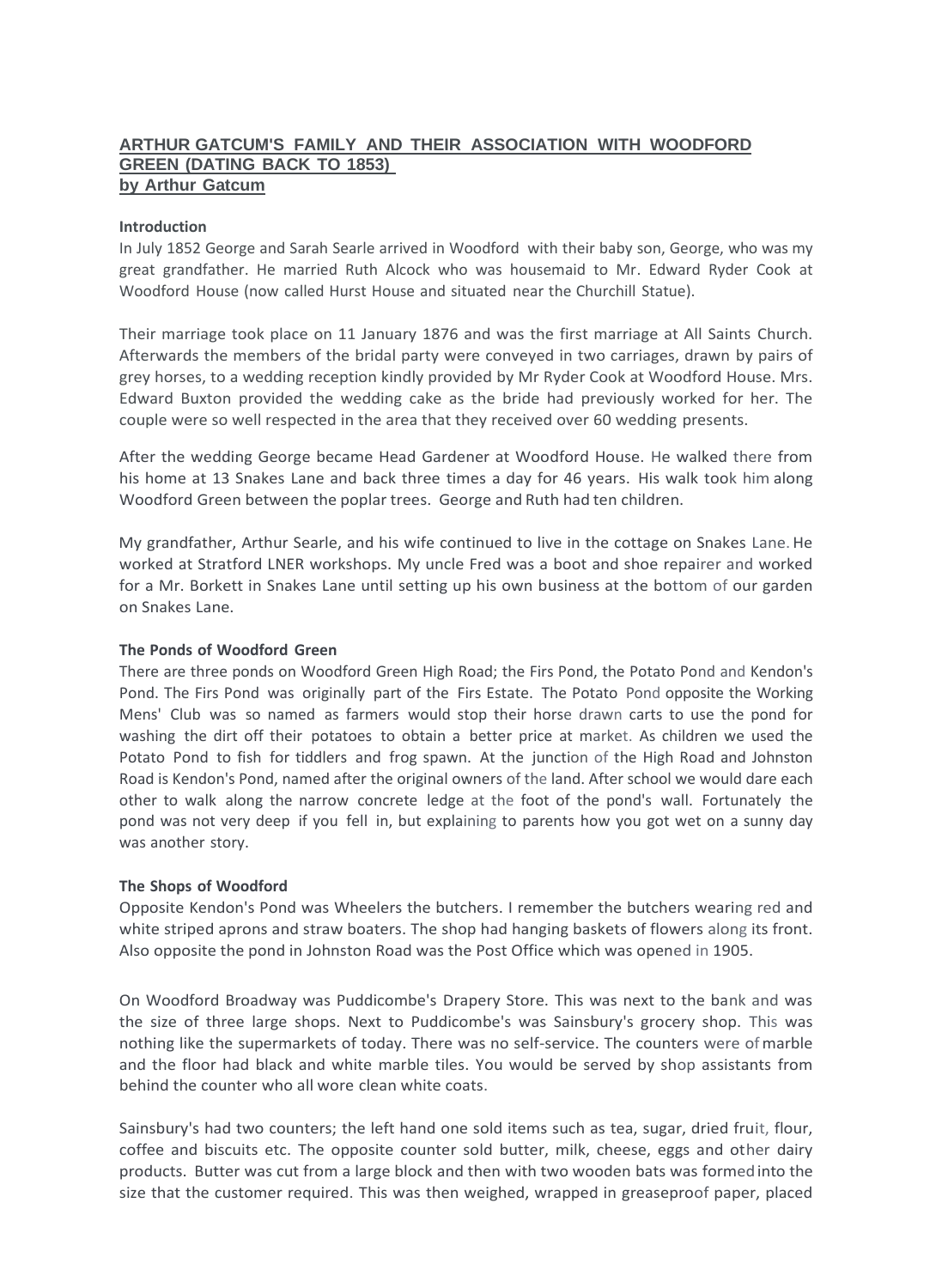# ARTHUR GATCUM'S FAMILY AND THEIR ASSOCIATION WITH WOODFORD GREEN (DATING BACK TO 1853)

## by Arthur Gatcum

**Introduction**

In July 1852 George and Sarah Searle arrived in Woodford with their baby son, George, who was my great grandfather. He married Ruth Alcock who was housemaid to Mr. Edward Ryder Cook at Woodford House (now called Hurst House and situated near the Churchill Statue).

Their marriage took place on 11 January 1876 and was the first marriage at All Saints Church. Afterwards the members of the bridal party were conveyed in two carriages, drawn by pairs of grey horses, to a wedding reception kindly provided by Mr Ryder Cook at Woodford House. Mrs. Edward Buxton provided the wedding cake as the bride had previously worked for her. The couple were so well respected in the area that they received over 60 wedding presents.

After the wedding George became Head Gardener at Woodford House. He walked there from his home at 13 Snakes Lane and back three times a day for 46 years. His walk took him along Woodford Green between the poplar trees. George and Ruth had ten children.

My grandfather, Arthur Searle, and his wife continued to live in the cottage on Snakes Lane. He worked at Stratford LNER workshops. My uncle Fred was a boot and shoe repairer and worked for a Mr. Borkett in Snakes Lane until setting up his own business at the bottom of our garden on Snakes Lane.

**The Ponds of Woodford Green**

There are three ponds on Woodford Green High Road; the Firs Pond, the Potato Pond and Kendon's Pond. The Firs Pond was originally part of the Firs Estate. The Potato Pond opposite the Working Mens' Club was so named as farmers would stop their horse drawn carts to use the pond for washing the dirt off their potatoes to obtain a better price at market. As children we used the Potato Pond to fish for tiddlers and frog spawn. At the junction of the High Road and Johnston Road is Kendon's Pond, named after the original owners of the land. After school we would dare each other to walk along the narrow concrete ledge at the foot of the pond's wall. Fortunately the pond was not very deep if you fell in, but explaining to parents how you got wet on a sunny day was another story.

**The Shops of Woodford**

Opposite Kendon's Pond was Wheelers the butchers. I remember the butchers wearing red and white striped aprons and straw boaters. The shop had hanging baskets of flowers along its front. Also opposite the pond in Johnston Road was the Post Office which was opened in 1905.

On Woodford Broadway was Puddicombe's Drapery Store. This was next to the bank and was the size of three large shops. Next to Puddicombe's was Sainsbury's grocery shop. This was nothing like the supermarkets of today. There was no self-service. The counters were of marble and the floor had black and white marble tiles. You would be served by shop assistants from behind the counter who all wore clean white coats.

Sainsbury's had two counters; the left hand one sold items such as tea, sugar, dried fruit, flour, coffee and biscuits etc. The opposite counter sold butter, milk, cheese, eggs and other dairy products. Butter was cut from a large block and then with two wooden bats was formed into the size that the customer required. This was then weighed, wrapped in greaseproof paper, placed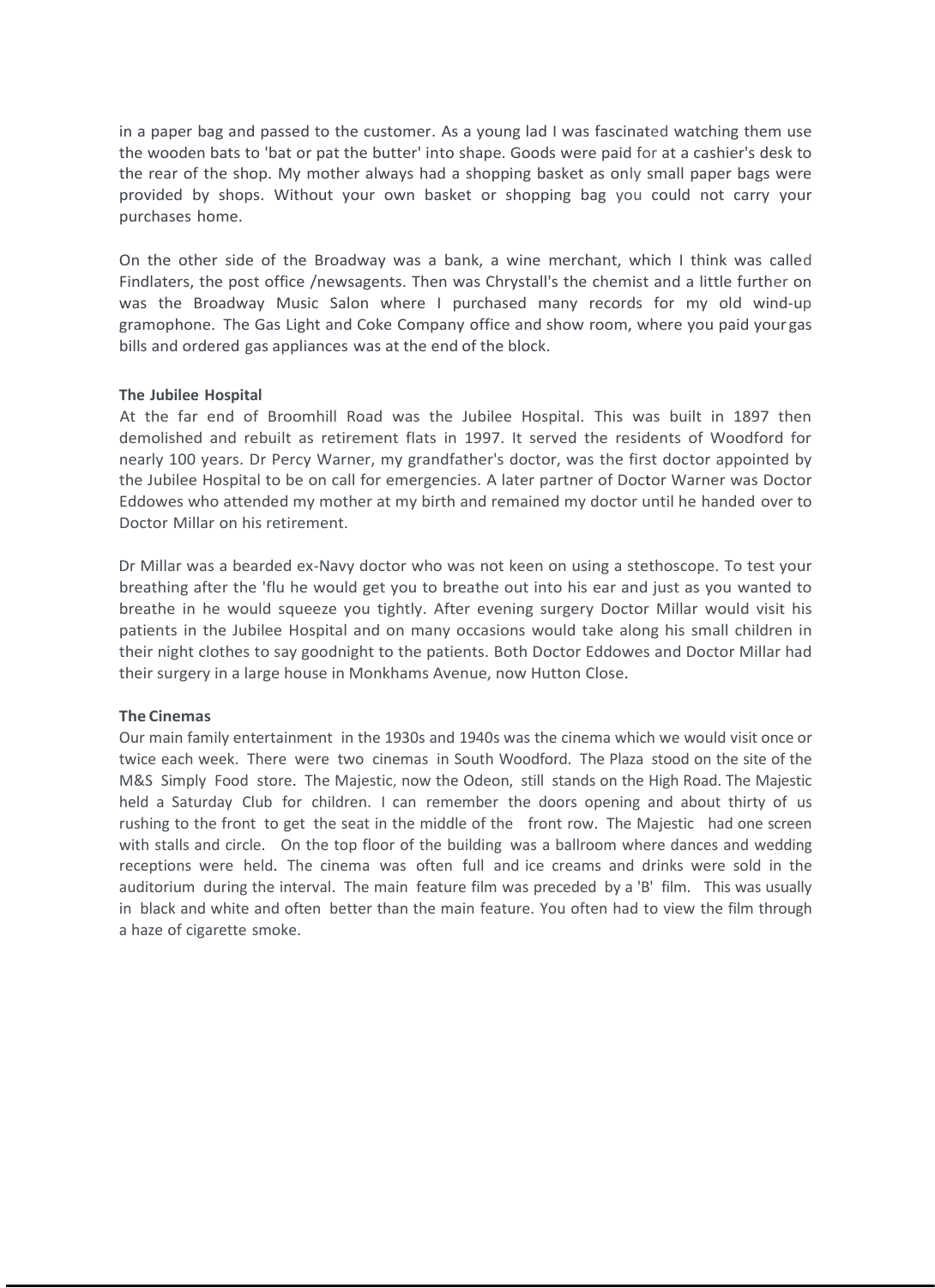in a paper bag and passed to the customer. As a young lad I was fascinated watching them use the wooden bats to 'bat or pat the butter' into shape. Goods were paid for at a cashier's desk to the rear of the shop. My mother always had a shopping basket as only small paper bags were provided by shops. Without your own basket or shopping bag you could not carry your purchases home.

On the other side of the Broadway was a bank, a wine merchant, which I think was called Findlaters, the post office /newsagents. Then was Chrystall's the chemist and a little further on was the Broadway Music Salon where I purchased many records for my old wind-up gramophone. The Gas Light and Coke Company office and show room, where you paid your gas bills and ordered gas appliances was at the end of the block.

**The Jubilee Hospital**

At the far end of Broomhill Road was the Jubilee Hospital. This was built in 1897 then demolished and rebuilt as retirement flats in 1997. It served the residents of Woodford for nearly 100 years. Dr Percy Warner, my grandfather's doctor, was the first doctor appointed by the Jubilee Hospital to be on call for emergencies. A later partner of Doctor Warner was Doctor Eddowes who attended my mother at my birth and remained my doctor until he handed over to Doctor Millar on his retirement.

Dr Millar was a bearded ex-Navy doctor who was not keen on using a stethoscope. To test your breathing after the 'flu he would get you to breathe out into his ear and just as you wanted to breathe in he would squeeze you tightly. After evening surgery Doctor Millar would visit his patients in the Jubilee Hospital and on many occasions would take along his small children in their night clothes to say goodnight to the patients. Both Doctor Eddowes and Doctor Millar had their surgery in a large house in Monkhams Avenue, now Hutton Close.

**The Cinemas**

Our main family entertainment in the 1930s and 1940s was the cinema which we would visit once or twice each week. There were two cinemas in South Woodford. The Plaza stood on the site of the M&S Simply Food store. The Majestic, now the Odeon, still stands on the High Road. The Majestic held a Saturday Club for children. I can remember the doors opening and about thirty of us rushing to the front to get the seat in the middle of the front row. The Majestic had one screen with stalls and circle. On the top floor of the building was a ballroom where dances and wedding receptions were held. The cinema was often full and ice creams and drinks were sold in the auditorium during the interval. The main feature film was preceded by a 'B' film. This was usually in black and white and often better than the main feature. You often had to view the film through a haze of cigarette smoke.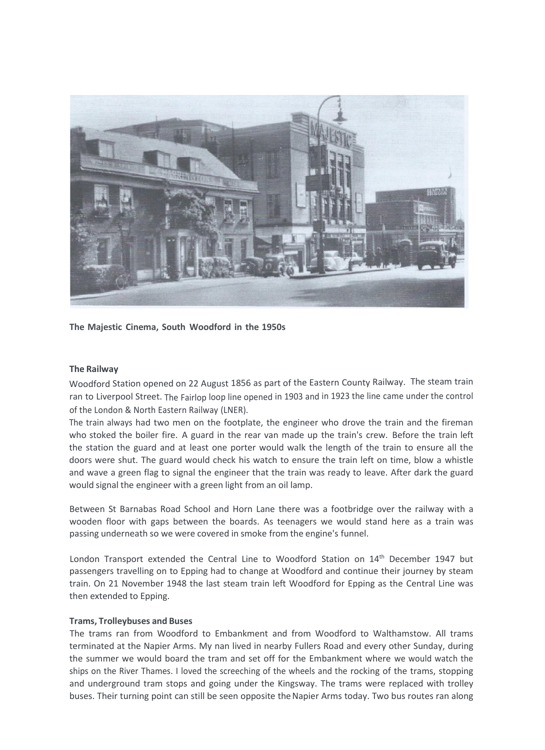**The Majestic Cinema, South Woodford in the 1950s**

**The Railway**

Woodford Station opened on 22 August 1856 as part of the Eastern County Railway. The steam train ran to Liverpool Street. The Fairlop loop line opened in 1903 and in 1923 the line came under the control of the London & North Eastern Railway (LNER).

The train always had two men on the footplate, the engineer who drove the train and the fireman who stoked the boiler fire. A guard in the rear van made up the train's crew. Before the train left the station the guard and at least one porter would walk the length of the train to ensure all the doors were shut. The guard would check his watch to ensure the train left on time, blow a whistle and wave a green flag to signal the engineer that the train was ready to leave. After dark the guard would signal the engineer with a green light from an oil lamp.

Between St Barnabas Road School and Horn Lane there was a footbridge over the railway with a wooden floor with gaps between the boards. As teenagers we would stand here as a train was passing underneath so we were covered in smoke from the engine's funnel.

London Transport extended the Central Line to Woodford Station on 14th December 1947 but passengers travelling on to Epping had to change at Woodford and continue their journey by steam train. On 21 November 1948 the last steam train left Woodford for Epping as the Central Line was then extended to Epping.

**Trams, Trolleybuses and Buses**

The trams ran from Woodford to Embankment and from Woodford to Walthamstow. All trams terminated at the Napier Arms. My nan lived in nearby Fullers Road and every other Sunday, during the summer we would board the tram and set off for the Embankment where we would watch the ships on the River Thames. I loved the screeching of the wheels and the rocking of the trams, stopping and underground tram stops and going under the Kingsway. The trams were replaced with trolley buses. Their turning point can still be seen opposite the Napier Arms today. Two bus routes ran along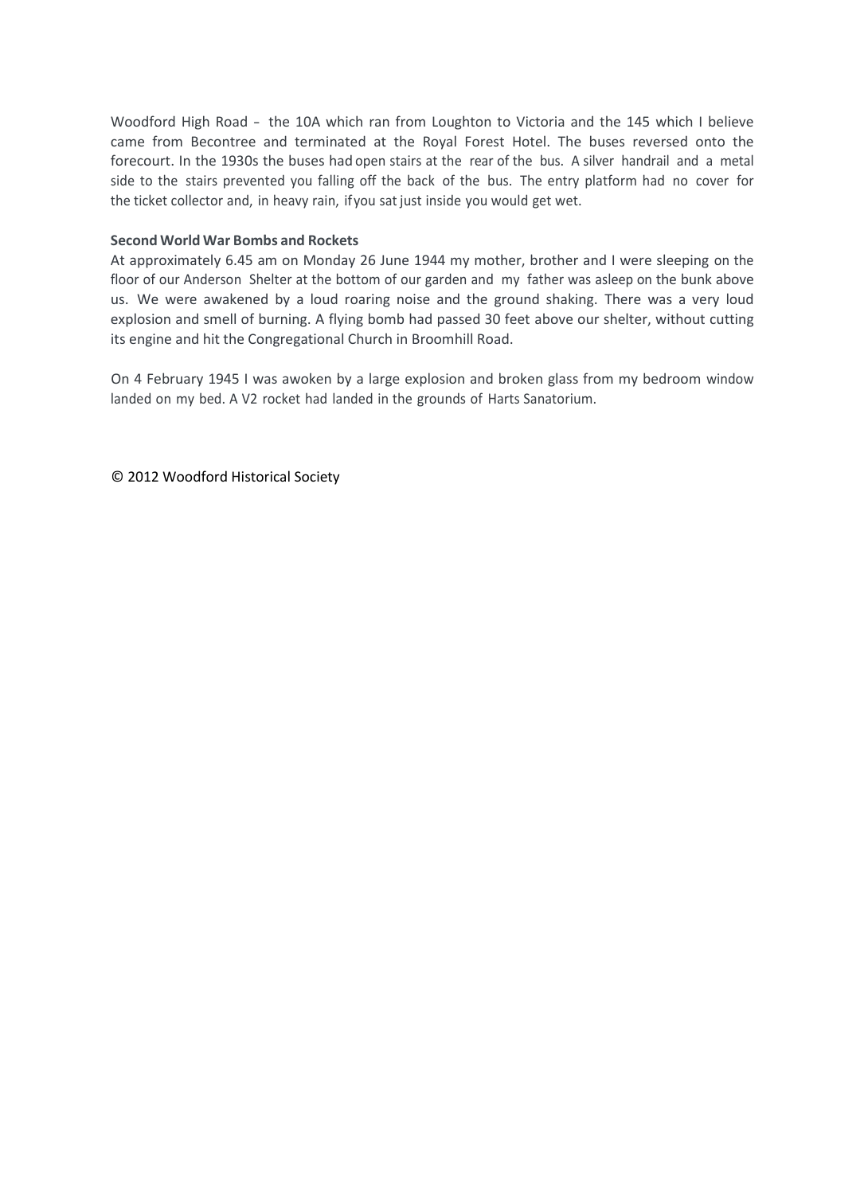Woodford High Road – the 10A which ran from Loughton to Victoria and the 145 which I believe came from Becontree and terminated at the Royal Forest Hotel. The buses reversed onto the forecourt. In the 1930s the buses had open stairs at the rear of the bus. A silver handrail and a metal side to the stairs prevented you falling off the back of the bus. The entry platform had no cover for the ticket collector and, in heavy rain, if you sat just inside you would get wet.

**Second World War Bombs and Rockets**

At approximately 6.45 am on Monday 26 June 1944 my mother, brother and I were sleeping on the floor of our Anderson Shelter at the bottom of our garden and my father was asleep on the bunk above us. We were awakened by a loud roaring noise and the ground shaking. There was a very loud explosion and smell of burning. A flying bomb had passed 30 feet above our shelter, without cutting its engine and hit the Congregational Church in Broomhill Road.

On 4 February 1945 I was awoken by a large explosion and broken glass from my bedroom window landed on my bed. A V2 rocket had landed in the grounds of Harts Sanatorium.

© 2012 Woodford Historical Society